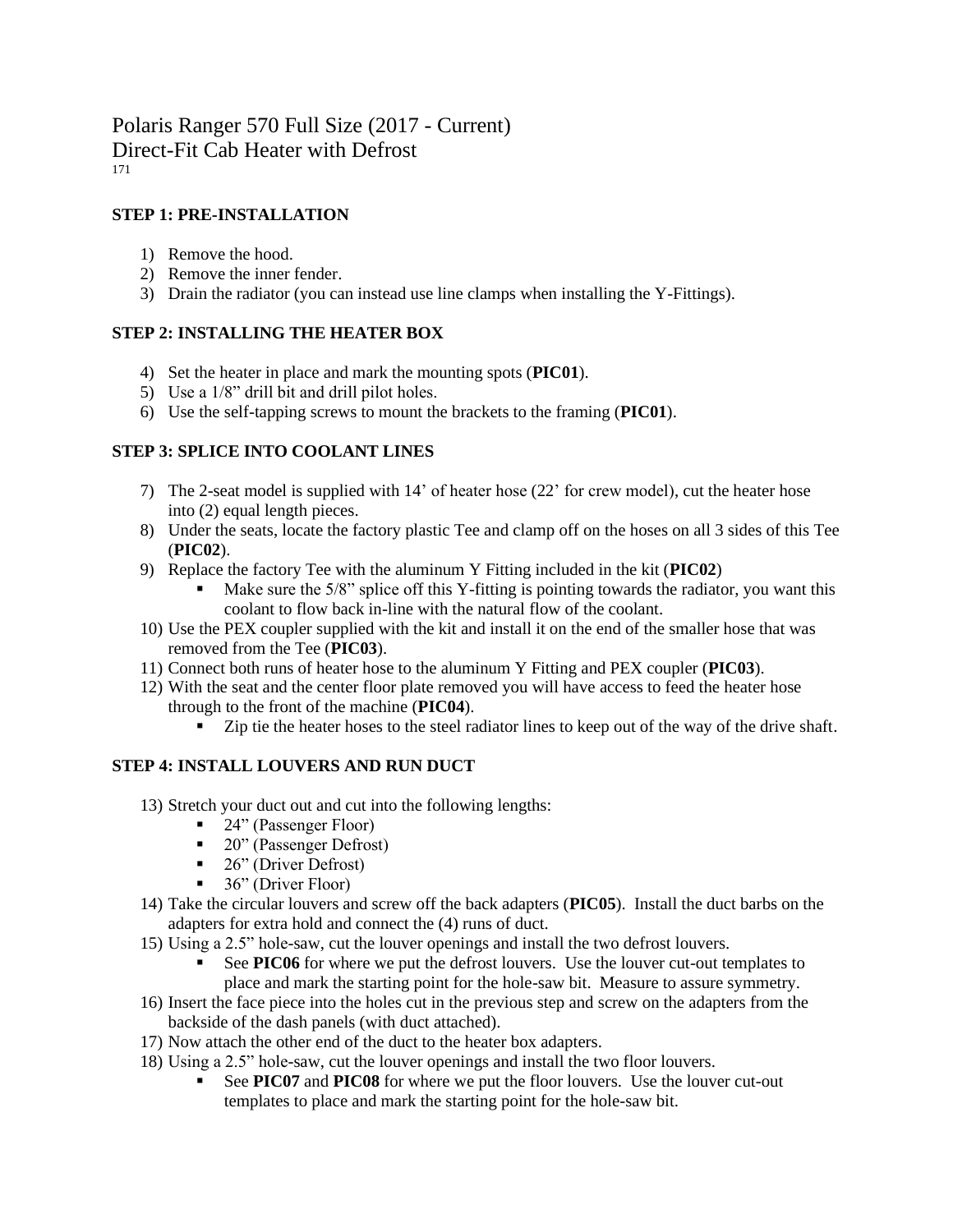# Polaris Ranger 570 Full Size (2017 - Current)
# Direct-Fit Cab Heater with Defrost

171

**STEP 1: PRE-INSTALLATION**

1) Remove the hood.
2) Remove the inner fender.
3) Drain the radiator (you can instead use line clamps when installing the Y-Fittings).

**STEP 2: INSTALLING THE HEATER BOX**

4) Set the heater in place and mark the mounting spots (**PIC01**).
5) Use a 1/8" drill bit and drill pilot holes.
6) Use the self-tapping screws to mount the brackets to the framing (**PIC01**).

**STEP 3: SPLICE INTO COOLANT LINES**

7) The 2-seat model is supplied with 14' of heater hose (22' for crew model), cut the heater hose into (2) equal length pieces.
8) Under the seats, locate the factory plastic Tee and clamp off on the hoses on all 3 sides of this Tee (**PIC02**).
9) Replace the factory Tee with the aluminum Y Fitting included in the kit (**PIC02**)
   - Make sure the 5/8" splice off this Y-fitting is pointing towards the radiator, you want this coolant to flow back in-line with the natural flow of the coolant.
10) Use the PEX coupler supplied with the kit and install it on the end of the smaller hose that was removed from the Tee (**PIC03**).
11) Connect both runs of heater hose to the aluminum Y Fitting and PEX coupler (**PIC03**).
12) With the seat and the center floor plate removed you will have access to feed the heater hose through to the front of the machine (**PIC04**).
    - Zip tie the heater hoses to the steel radiator lines to keep out of the way of the drive shaft.

**STEP 4: INSTALL LOUVERS AND RUN DUCT**

13) Stretch your duct out and cut into the following lengths:
    - 24" (Passenger Floor)
    - 20" (Passenger Defrost)
    - 26" (Driver Defrost)
    - 36" (Driver Floor)
14) Take the circular louvers and screw off the back adapters (**PIC05**). Install the duct barbs on the adapters for extra hold and connect the (4) runs of duct.
15) Using a 2.5" hole-saw, cut the louver openings and install the two defrost louvers.
    - See **PIC06** for where we put the defrost louvers. Use the louver cut-out templates to place and mark the starting point for the hole-saw bit. Measure to assure symmetry.
16) Insert the face piece into the holes cut in the previous step and screw on the adapters from the backside of the dash panels (with duct attached).
17) Now attach the other end of the duct to the heater box adapters.
18) Using a 2.5" hole-saw, cut the louver openings and install the two floor louvers.
    - See **PIC07** and **PIC08** for where we put the floor louvers. Use the louver cut-out templates to place and mark the starting point for the hole-saw bit.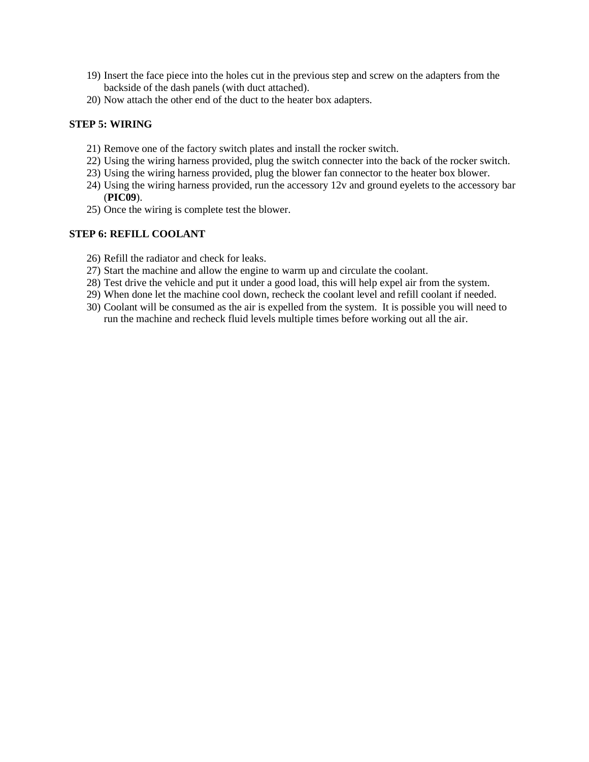19) Insert the face piece into the holes cut in the previous step and screw on the adapters from the backside of the dash panels (with duct attached).
20) Now attach the other end of the duct to the heater box adapters.

**STEP 5: WIRING**

21) Remove one of the factory switch plates and install the rocker switch.
22) Using the wiring harness provided, plug the switch connecter into the back of the rocker switch.
23) Using the wiring harness provided, plug the blower fan connector to the heater box blower.
24) Using the wiring harness provided, run the accessory 12v and ground eyelets to the accessory bar (**PIC09**).
25) Once the wiring is complete test the blower.

**STEP 6: REFILL COOLANT**

26) Refill the radiator and check for leaks.
27) Start the machine and allow the engine to warm up and circulate the coolant.
28) Test drive the vehicle and put it under a good load, this will help expel air from the system.
29) When done let the machine cool down, recheck the coolant level and refill coolant if needed.
30) Coolant will be consumed as the air is expelled from the system. It is possible you will need to run the machine and recheck fluid levels multiple times before working out all the air.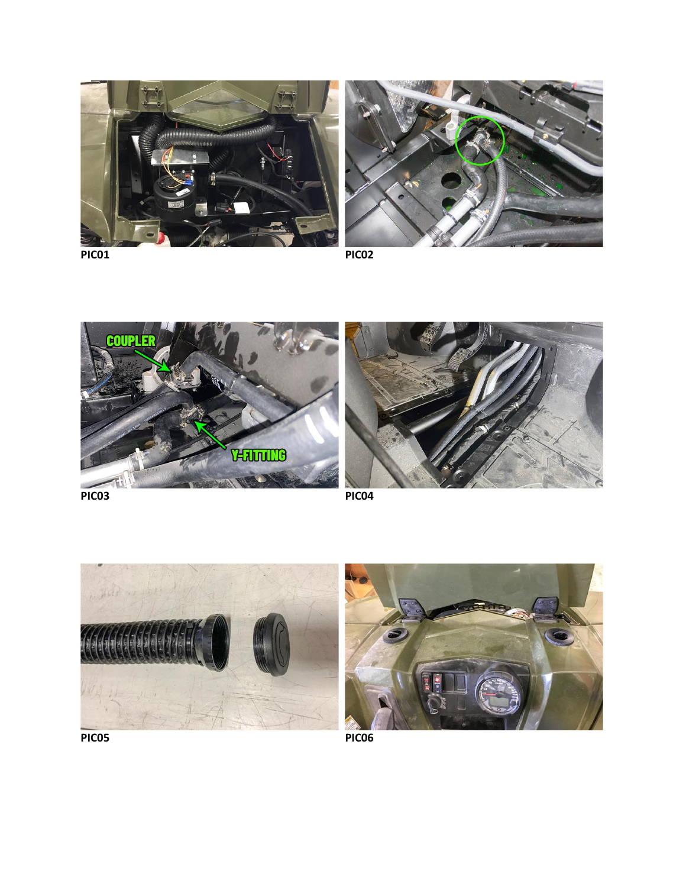PIC01

PIC02

PIC03

PIC04

PIC05

PIC06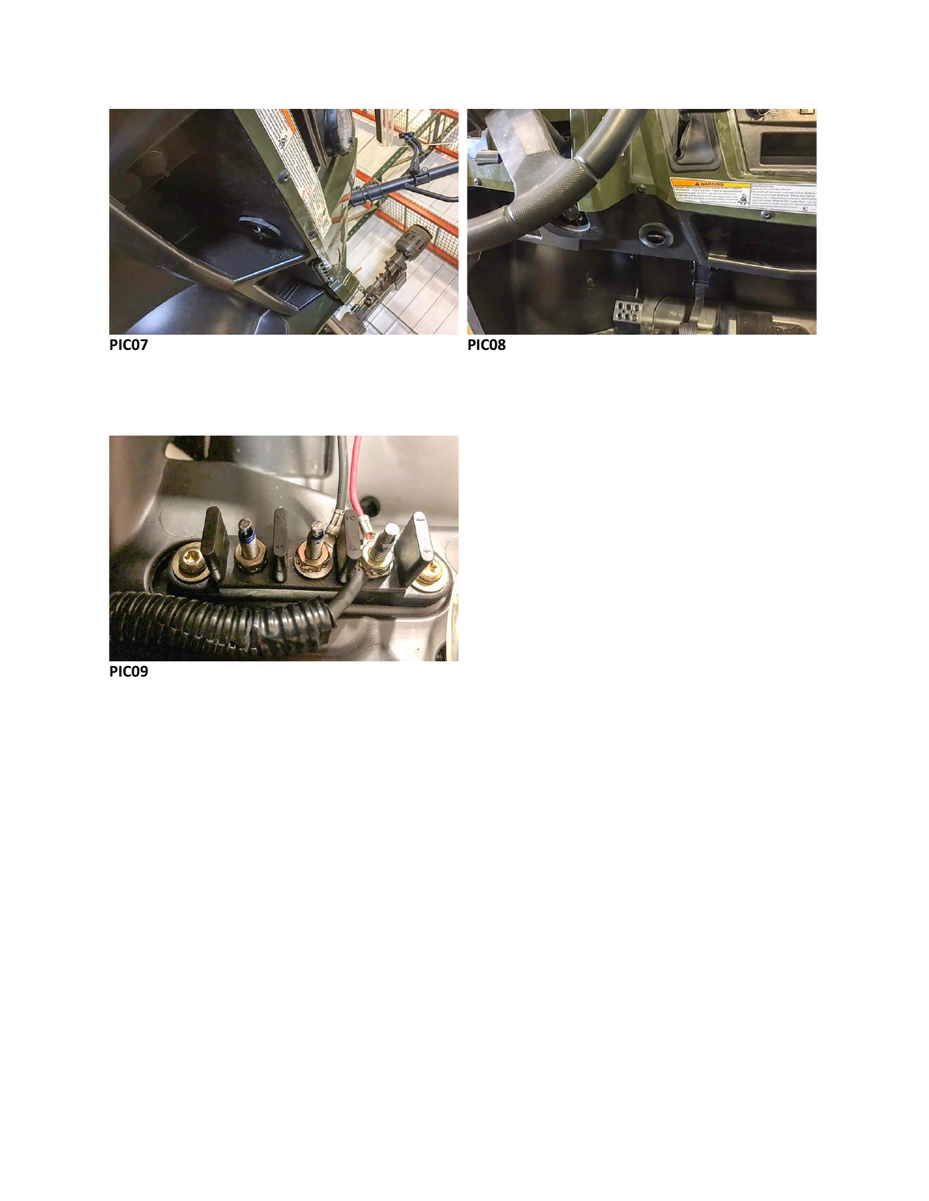PIC07

PIC08

PIC09